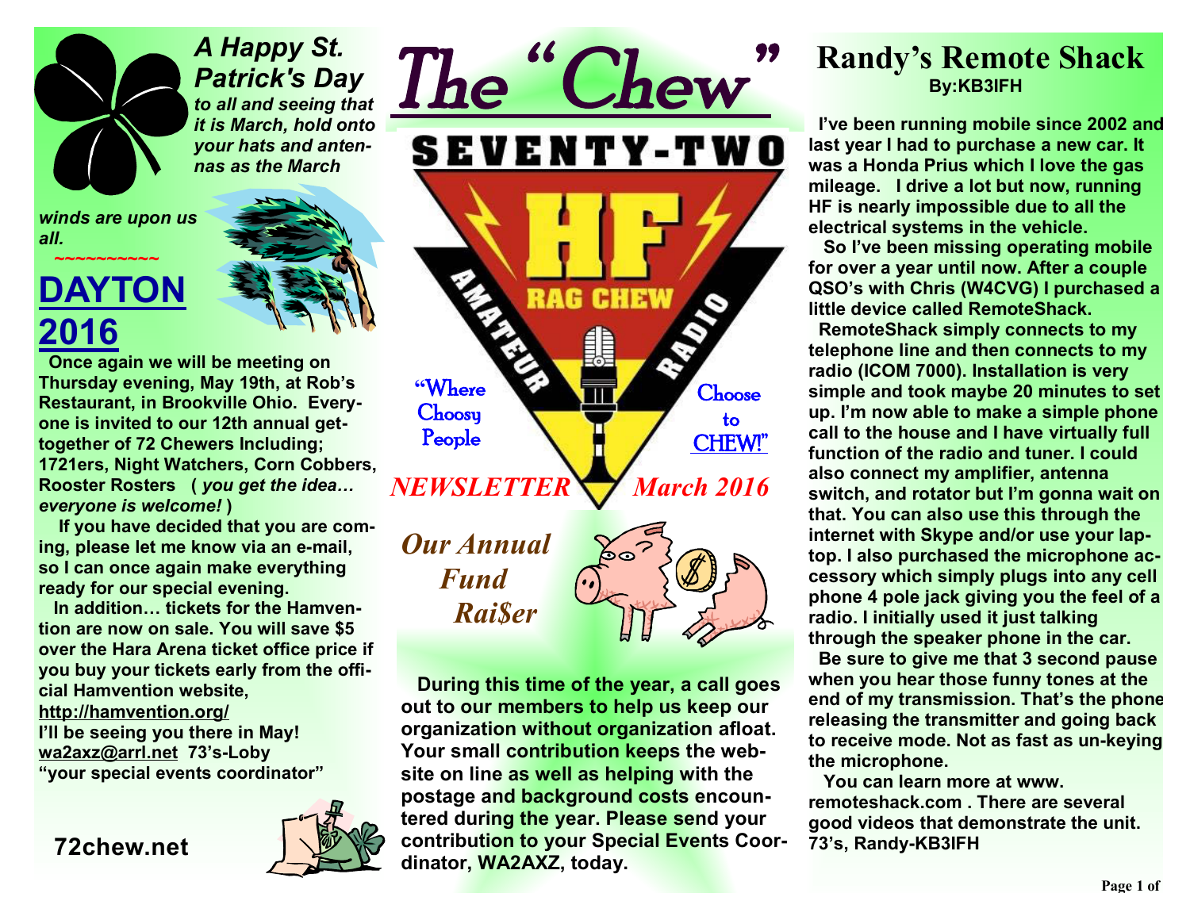# The "Chew"

SEVENTY-TWO HF RAG CHEW AMATEUR RADIO

"Where Choosy People Choose to CHEW!"

*NEWSLETTER* *March 2016*

***A Happy St. Patrick's Day** to all and seeing that it is March, hold onto your hats and antennas as the March winds are upon us all.*

~~~~~~~~~~

## DAYTON 2016

**Once again we will be meeting on Thursday evening, May 19th, at Rob's Restaurant, in Brookville Ohio. Everyone is invited to our 12th annual get-together of 72 Chewers Including; 1721ers, Night Watchers, Corn Cobbers, Rooster Rosters ( *you get the idea… everyone is welcome!* )**

**If you have decided that you are coming, please let me know via an e-mail, so I can once again make everything ready for our special evening.**

**In addition… tickets for the Hamvention are now on sale. You will save $5 over the Hara Arena ticket office price if you buy your tickets early from the official Hamvention website, http://hamvention.org/**

**I'll be seeing you there in May!**
**wa2axz@arrl.net 73's-Loby**
**"your special events coordinator"**

**72chew.net**

## *Our Annual Fund Rai$er*

**During this time of the year, a call goes out to our members to help us keep our organization without organization afloat. Your small contribution keeps the website on line as well as helping with the postage and background costs encountered during the year. Please send your contribution to your Special Events Coordinator, WA2AXZ, today.**

## Randy's Remote Shack

**By:KB3IFH**

**I've been running mobile since 2002 and last year I had to purchase a new car. It was a Honda Prius which I love the gas mileage. I drive a lot but now, running HF is nearly impossible due to all the electrical systems in the vehicle.**

**So I've been missing operating mobile for over a year until now. After a couple QSO's with Chris (W4CVG) I purchased a little device called RemoteShack.**

**RemoteShack simply connects to my telephone line and then connects to my radio (ICOM 7000). Installation is very simple and took maybe 20 minutes to set up. I'm now able to make a simple phone call to the house and I have virtually full function of the radio and tuner. I could also connect my amplifier, antenna switch, and rotator but I'm gonna wait on that. You can also use this through the internet with Skype and/or use your laptop. I also purchased the microphone accessory which simply plugs into any cell phone 4 pole jack giving you the feel of a radio. I initially used it just talking through the speaker phone in the car.**

**Be sure to give me that 3 second pause when you hear those funny tones at the end of my transmission. That's the phone releasing the transmitter and going back to receive mode. Not as fast as un-keying the microphone.**

**You can learn more at www.remoteshack.com . There are several good videos that demonstrate the unit. 73's, Randy-KB3IFH**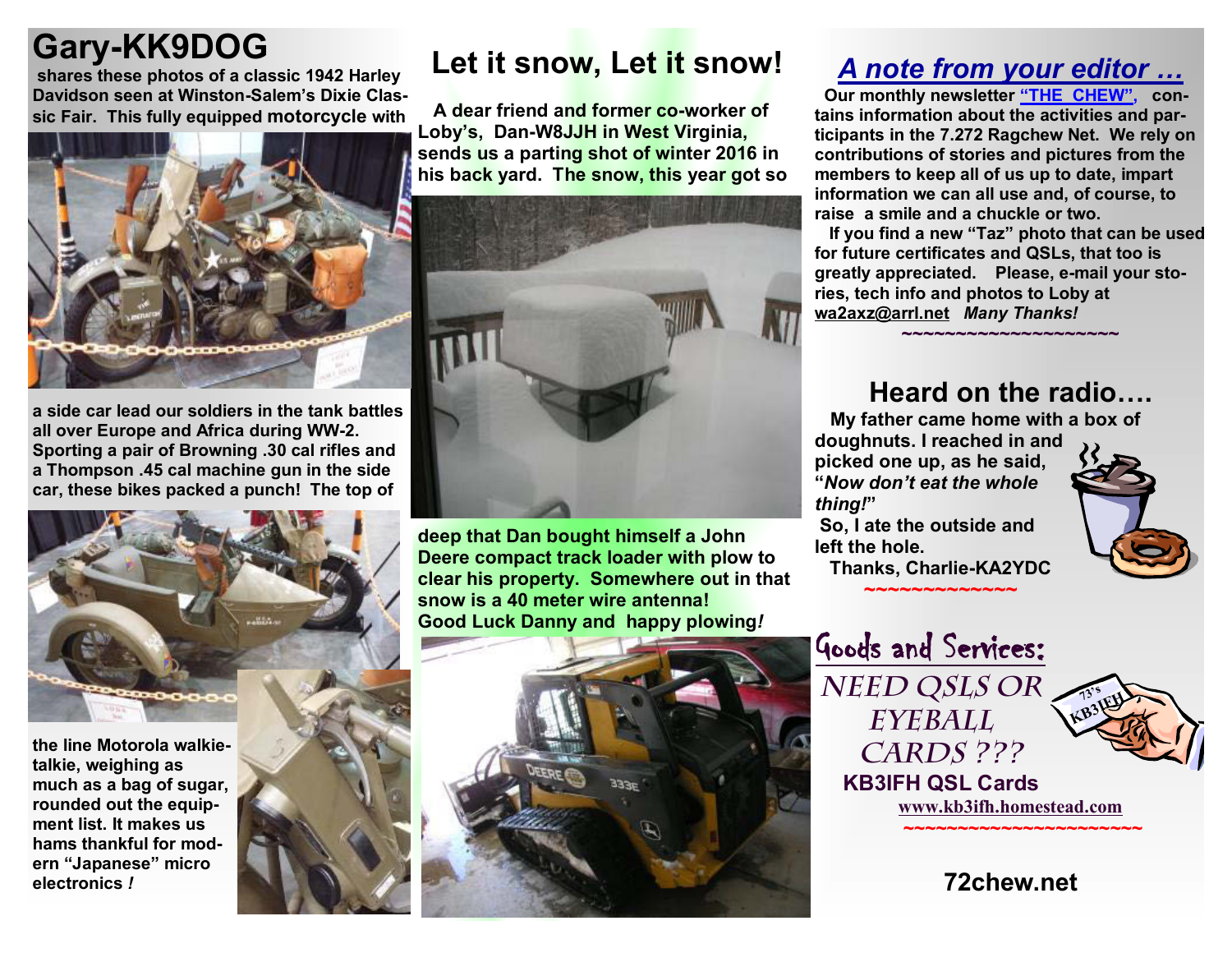# Gary-KK9DOG

**shares these photos of a classic 1942 Harley Davidson seen at Winston-Salem's Dixie Classic Fair. This fully equipped motorcycle with a side car lead our soldiers in the tank battles all over Europe and Africa during WW-2. Sporting a pair of Browning .30 cal rifles and a Thompson .45 cal machine gun in the side car, these bikes packed a punch! The top of the line Motorola walkie-talkie, weighing as much as a bag of sugar, rounded out the equipment list. It makes us hams thankful for modern "Japanese" micro electronics *!***

# Let it snow, Let it snow!

**A dear friend and former co-worker of Loby's, Dan-W8JJH in West Virginia, sends us a parting shot of winter 2016 in his back yard. The snow, this year got so deep that Dan bought himself a John Deere compact track loader with plow to clear his property. Somewhere out in that snow is a 40 meter wire antenna! Good Luck Danny and happy plowing*!***

## *A note from your editor …*

**Our monthly newsletter "THE CHEW", contains information about the activities and participants in the 7.272 Ragchew Net. We rely on contributions of stories and pictures from the members to keep all of us up to date, impart information we can all use and, of course, to raise a smile and a chuckle or two.**

**If you find a new "Taz" photo that can be used for future certificates and QSLs, that too is greatly appreciated. Please, e-mail your stories, tech info and photos to Loby at wa2axz@arrl.net *Many Thanks!***

~~~~~~~~~~~~~~~~~~~~~

## Heard on the radio….

**My father came home with a box of doughnuts. I reached in and picked one up, as he said, "*Now don't eat the whole thing!*"**

**So, I ate the outside and left the hole.**

**Thanks, Charlie-KA2YDC**

~~~~~~~~~~~~~~

## Goods and Services:

*NEED QSLS OR EYEBALL CARDS ???*

**KB3IFH QSL Cards**

**www.kb3ifh.homestead.com**

~~~~~~~~~~~~~~~~~~~~~~~

**72chew.net**